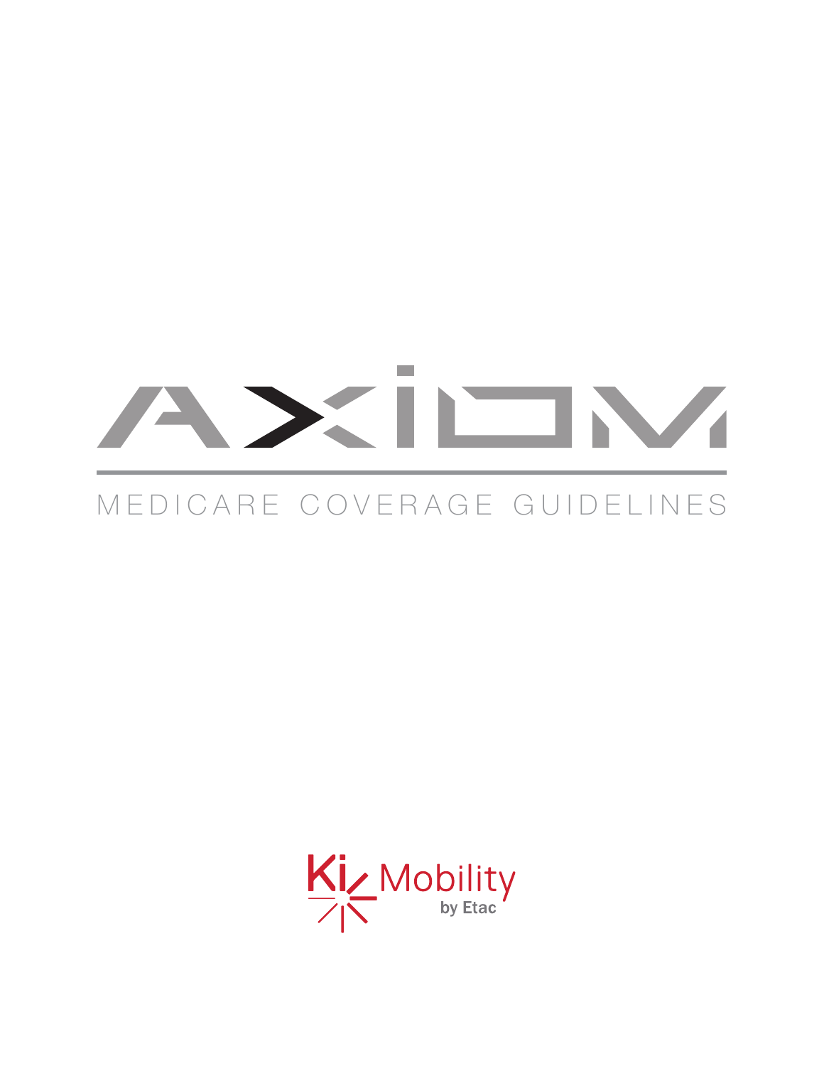# AXIOM

## MEDICARE COVERAGE GUIDELINES

Ki Mobility by Etac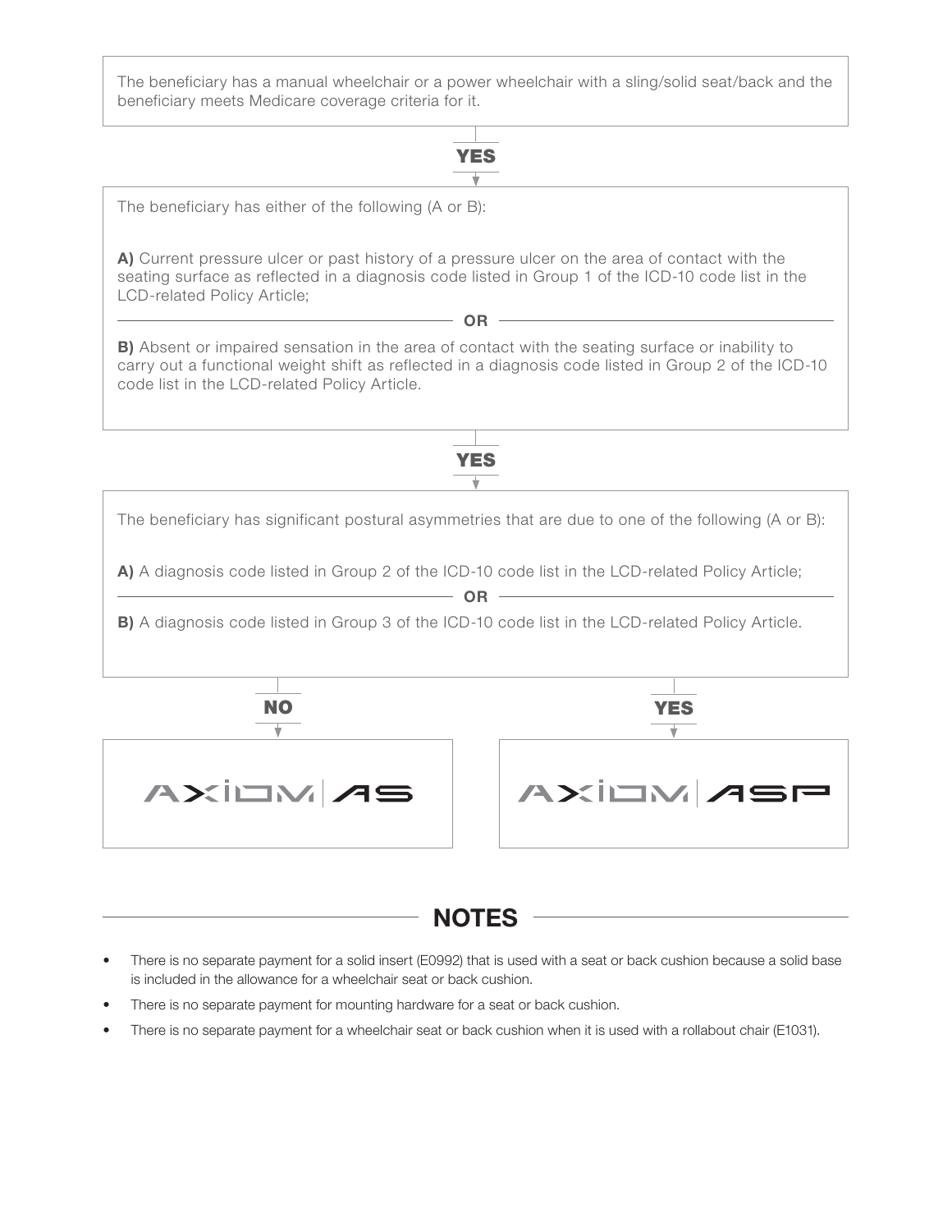The beneficiary has a manual wheelchair or a power wheelchair with a sling/solid seat/back and the beneficiary meets Medicare coverage criteria for it.

**YES**

The beneficiary has either of the following (A or B):

**A)** Current pressure ulcer or past history of a pressure ulcer on the area of contact with the seating surface as reflected in a diagnosis code listed in Group 1 of the ICD-10 code list in the LCD-related Policy Article;

**OR**

**B)** Absent or impaired sensation in the area of contact with the seating surface or inability to carry out a functional weight shift as reflected in a diagnosis code listed in Group 2 of the ICD-10 code list in the LCD-related Policy Article.

**YES**

The beneficiary has significant postural asymmetries that are due to one of the following (A or B):

**A)** A diagnosis code listed in Group 2 of the ICD-10 code list in the LCD-related Policy Article;

**OR**

**B)** A diagnosis code listed in Group 3 of the ICD-10 code list in the LCD-related Policy Article.

**NO** → AXIOM | AS

**YES** → AXIOM | ASP

## NOTES

- There is no separate payment for a solid insert (E0992) that is used with a seat or back cushion because a solid base is included in the allowance for a wheelchair seat or back cushion.
- There is no separate payment for mounting hardware for a seat or back cushion.
- There is no separate payment for a wheelchair seat or back cushion when it is used with a rollabout chair (E1031).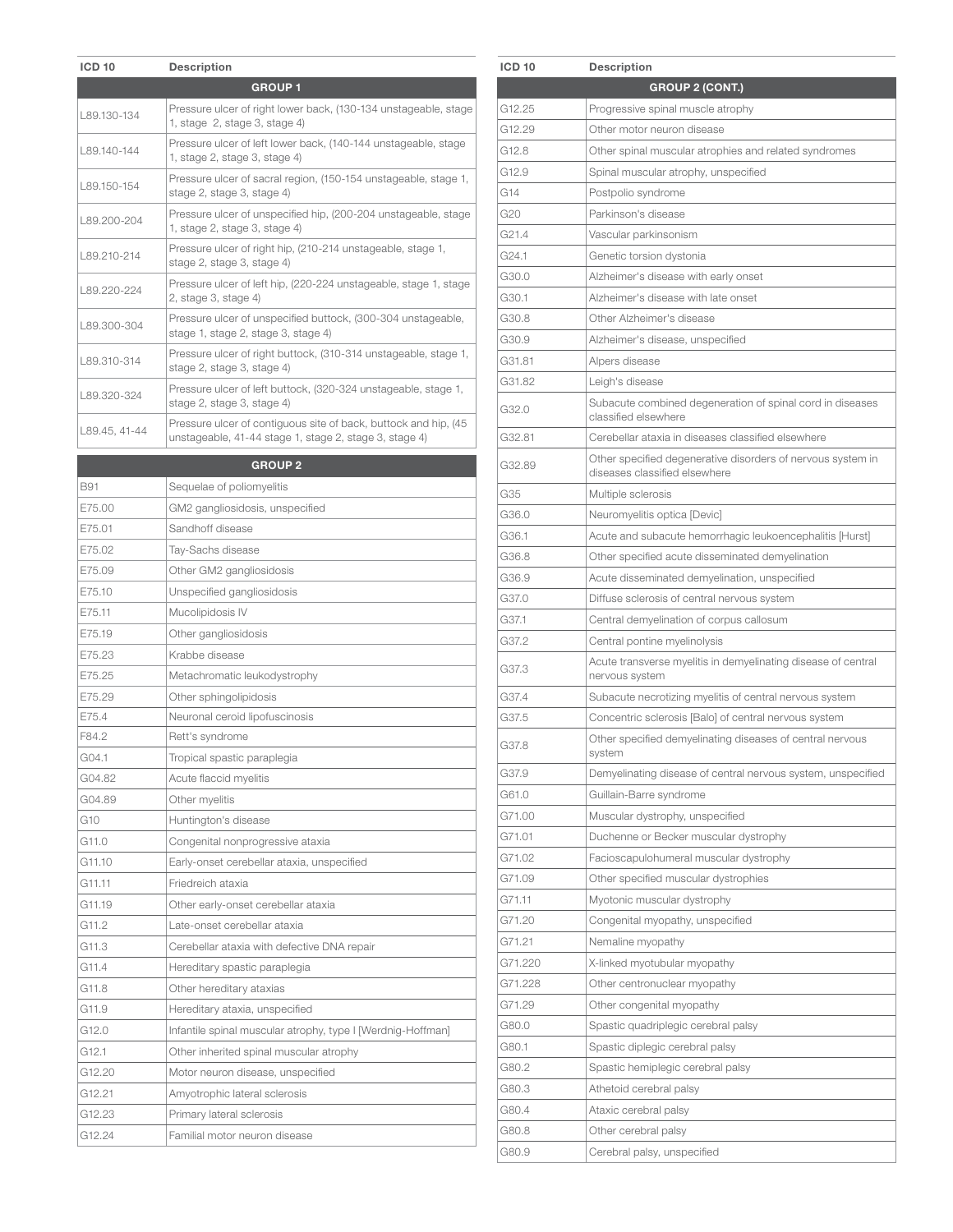| ICD 10 | Description |
|---|---|
| **GROUP 1** | |
| L89.130-134 | Pressure ulcer of right lower back, (130-134 unstageable, stage 1, stage 2, stage 3, stage 4) |
| L89.140-144 | Pressure ulcer of left lower back, (140-144 unstageable, stage 1, stage 2, stage 3, stage 4) |
| L89.150-154 | Pressure ulcer of sacral region, (150-154 unstageable, stage 1, stage 2, stage 3, stage 4) |
| L89.200-204 | Pressure ulcer of unspecified hip, (200-204 unstageable, stage 1, stage 2, stage 3, stage 4) |
| L89.210-214 | Pressure ulcer of right hip, (210-214 unstageable, stage 1, stage 2, stage 3, stage 4) |
| L89.220-224 | Pressure ulcer of left hip, (220-224 unstageable, stage 1, stage 2, stage 3, stage 4) |
| L89.300-304 | Pressure ulcer of unspecified buttock, (300-304 unstageable, stage 1, stage 2, stage 3, stage 4) |
| L89.310-314 | Pressure ulcer of right buttock, (310-314 unstageable, stage 1, stage 2, stage 3, stage 4) |
| L89.320-324 | Pressure ulcer of left buttock, (320-324 unstageable, stage 1, stage 2, stage 3, stage 4) |
| L89.45, 41-44 | Pressure ulcer of contiguous site of back, buttock and hip, (45 unstageable, 41-44 stage 1, stage 2, stage 3, stage 4) |

| ICD 10 | Description |
|---|---|
| **GROUP 2** | |
| B91 | Sequelae of poliomyelitis |
| E75.00 | GM2 gangliosidosis, unspecified |
| E75.01 | Sandhoff disease |
| E75.02 | Tay-Sachs disease |
| E75.09 | Other GM2 gangliosidosis |
| E75.10 | Unspecified gangliosidosis |
| E75.11 | Mucolipidosis IV |
| E75.19 | Other gangliosidosis |
| E75.23 | Krabbe disease |
| E75.25 | Metachromatic leukodystrophy |
| E75.29 | Other sphingolipidosis |
| E75.4 | Neuronal ceroid lipofuscinosis |
| F84.2 | Rett's syndrome |
| G04.1 | Tropical spastic paraplegia |
| G04.82 | Acute flaccid myelitis |
| G04.89 | Other myelitis |
| G10 | Huntington's disease |
| G11.0 | Congenital nonprogressive ataxia |
| G11.10 | Early-onset cerebellar ataxia, unspecified |
| G11.11 | Friedreich ataxia |
| G11.19 | Other early-onset cerebellar ataxia |
| G11.2 | Late-onset cerebellar ataxia |
| G11.3 | Cerebellar ataxia with defective DNA repair |
| G11.4 | Hereditary spastic paraplegia |
| G11.8 | Other hereditary ataxias |
| G11.9 | Hereditary ataxia, unspecified |
| G12.0 | Infantile spinal muscular atrophy, type I [Werdnig-Hoffman] |
| G12.1 | Other inherited spinal muscular atrophy |
| G12.20 | Motor neuron disease, unspecified |
| G12.21 | Amyotrophic lateral sclerosis |
| G12.23 | Primary lateral sclerosis |
| G12.24 | Familial motor neuron disease |

| ICD 10 | Description |
|---|---|
| **GROUP 2 (CONT.)** | |
| G12.25 | Progressive spinal muscle atrophy |
| G12.29 | Other motor neuron disease |
| G12.8 | Other spinal muscular atrophies and related syndromes |
| G12.9 | Spinal muscular atrophy, unspecified |
| G14 | Postpolio syndrome |
| G20 | Parkinson's disease |
| G21.4 | Vascular parkinsonism |
| G24.1 | Genetic torsion dystonia |
| G30.0 | Alzheimer's disease with early onset |
| G30.1 | Alzheimer's disease with late onset |
| G30.8 | Other Alzheimer's disease |
| G30.9 | Alzheimer's disease, unspecified |
| G31.81 | Alpers disease |
| G31.82 | Leigh's disease |
| G32.0 | Subacute combined degeneration of spinal cord in diseases classified elsewhere |
| G32.81 | Cerebellar ataxia in diseases classified elsewhere |
| G32.89 | Other specified degenerative disorders of nervous system in diseases classified elsewhere |
| G35 | Multiple sclerosis |
| G36.0 | Neuromyelitis optica [Devic] |
| G36.1 | Acute and subacute hemorrhagic leukoencephalitis [Hurst] |
| G36.8 | Other specified acute disseminated demyelination |
| G36.9 | Acute disseminated demyelination, unspecified |
| G37.0 | Diffuse sclerosis of central nervous system |
| G37.1 | Central demyelination of corpus callosum |
| G37.2 | Central pontine myelinolysis |
| G37.3 | Acute transverse myelitis in demyelinating disease of central nervous system |
| G37.4 | Subacute necrotizing myelitis of central nervous system |
| G37.5 | Concentric sclerosis [Balo] of central nervous system |
| G37.8 | Other specified demyelinating diseases of central nervous system |
| G37.9 | Demyelinating disease of central nervous system, unspecified |
| G61.0 | Guillain-Barre syndrome |
| G71.00 | Muscular dystrophy, unspecified |
| G71.01 | Duchenne or Becker muscular dystrophy |
| G71.02 | Facioscapulohumeral muscular dystrophy |
| G71.09 | Other specified muscular dystrophies |
| G71.11 | Myotonic muscular dystrophy |
| G71.20 | Congenital myopathy, unspecified |
| G71.21 | Nemaline myopathy |
| G71.220 | X-linked myotubular myopathy |
| G71.228 | Other centronuclear myopathy |
| G71.29 | Other congenital myopathy |
| G80.0 | Spastic quadriplegic cerebral palsy |
| G80.1 | Spastic diplegic cerebral palsy |
| G80.2 | Spastic hemiplegic cerebral palsy |
| G80.3 | Athetoid cerebral palsy |
| G80.4 | Ataxic cerebral palsy |
| G80.8 | Other cerebral palsy |
| G80.9 | Cerebral palsy, unspecified |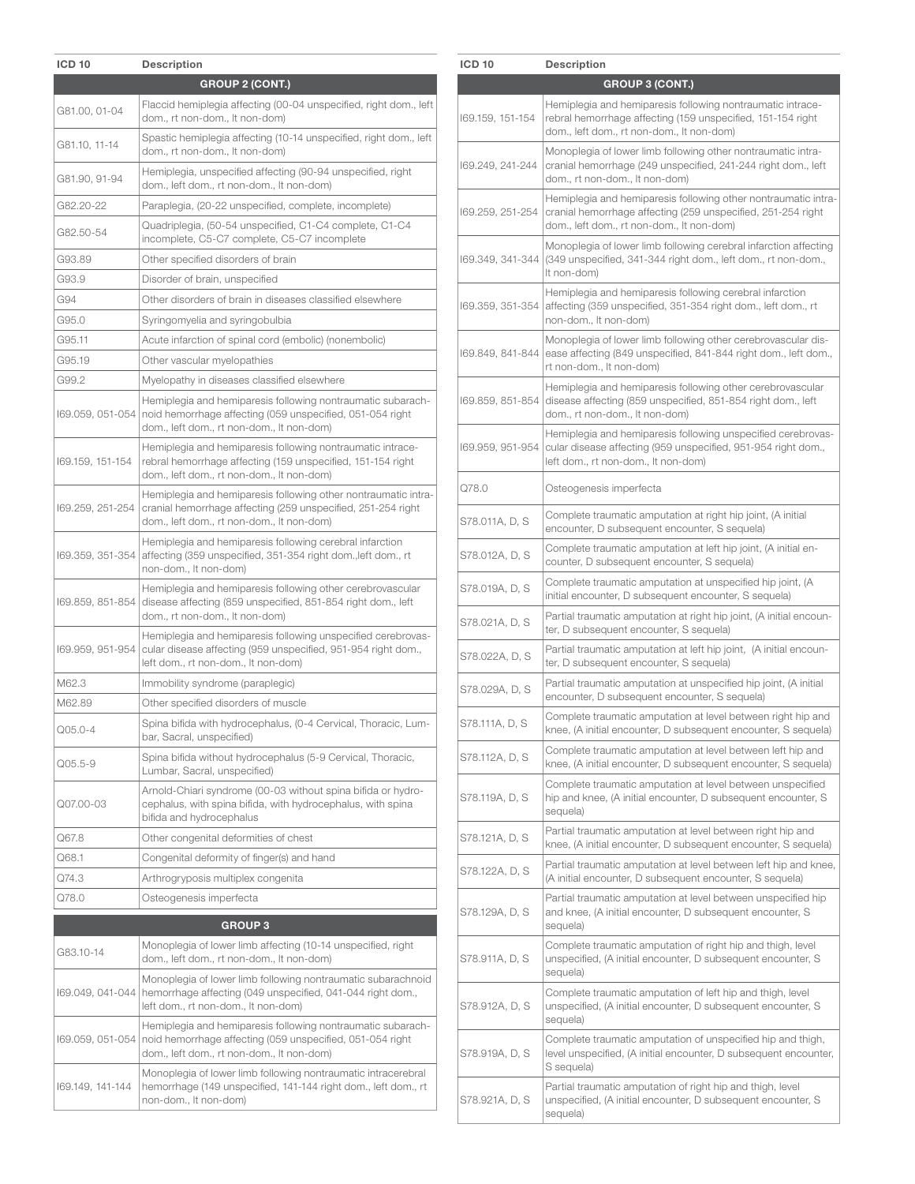| ICD 10 | Description |
|---|---|
| **GROUP 2 (CONT.)** | |
| G81.00, 01-04 | Flaccid hemiplegia affecting (00-04 unspecified, right dom., left dom., rt non-dom., lt non-dom) |
| G81.10, 11-14 | Spastic hemiplegia affecting (10-14 unspecified, right dom., left dom., rt non-dom., lt non-dom) |
| G81.90, 91-94 | Hemiplegia, unspecified affecting (90-94 unspecified, right dom., left dom., rt non-dom., lt non-dom) |
| G82.20-22 | Paraplegia, (20-22 unspecified, complete, incomplete) |
| G82.50-54 | Quadriplegia, (50-54 unspecified, C1-C4 complete, C1-C4 incomplete, C5-C7 complete, C5-C7 incomplete |
| G93.89 | Other specified disorders of brain |
| G93.9 | Disorder of brain, unspecified |
| G94 | Other disorders of brain in diseases classified elsewhere |
| G95.0 | Syringomyelia and syringobulbia |
| G95.11 | Acute infarction of spinal cord (embolic) (nonembolic) |
| G95.19 | Other vascular myelopathies |
| G99.2 | Myelopathy in diseases classified elsewhere |
| I69.059, 051-054 | Hemiplegia and hemiparesis following nontraumatic subarachnoid hemorrhage affecting (059 unspecified, 051-054 right dom., left dom., rt non-dom., lt non-dom) |
| I69.159, 151-154 | Hemiplegia and hemiparesis following nontraumatic intracerebral hemorrhage affecting (159 unspecified, 151-154 right dom., left dom., rt non-dom., lt non-dom) |
| I69.259, 251-254 | Hemiplegia and hemiparesis following other nontraumatic intracranial hemorrhage affecting (259 unspecified, 251-254 right dom., left dom., rt non-dom., lt non-dom) |
| I69.359, 351-354 | Hemiplegia and hemiparesis following cerebral infarction affecting (359 unspecified, 351-354 right dom.,left dom., rt non-dom., lt non-dom) |
| I69.859, 851-854 | Hemiplegia and hemiparesis following other cerebrovascular disease affecting (859 unspecified, 851-854 right dom., left dom., rt non-dom., lt non-dom) |
| I69.959, 951-954 | Hemiplegia and hemiparesis following unspecified cerebrovascular disease affecting (959 unspecified, 951-954 right dom., left dom., rt non-dom., lt non-dom) |
| M62.3 | Immobility syndrome (paraplegic) |
| M62.89 | Other specified disorders of muscle |
| Q05.0-4 | Spina bifida with hydrocephalus, (0-4 Cervical, Thoracic, Lumbar, Sacral, unspecified) |
| Q05.5-9 | Spina bifida without hydrocephalus (5-9 Cervical, Thoracic, Lumbar, Sacral, unspecified) |
| Q07.00-03 | Arnold-Chiari syndrome (00-03 without spina bifida or hydrocephalus, with spina bifida, with hydrocephalus, with spina bifida and hydrocephalus |
| Q67.8 | Other congenital deformities of chest |
| Q68.1 | Congenital deformity of finger(s) and hand |
| Q74.3 | Arthrogryposis multiplex congenita |
| Q78.0 | Osteogenesis imperfecta |

| ICD 10 | Description |
|---|---|
| **GROUP 3** | |
| G83.10-14 | Monoplegia of lower limb affecting (10-14 unspecified, right dom., left dom., rt non-dom., lt non-dom) |
| I69.049, 041-044 | Monoplegia of lower limb following nontraumatic subarachnoid hemorrhage affecting (049 unspecified, 041-044 right dom., left dom., rt non-dom., lt non-dom) |
| I69.059, 051-054 | Hemiplegia and hemiparesis following nontraumatic subarachnoid hemorrhage affecting (059 unspecified, 051-054 right dom., left dom., rt non-dom., lt non-dom) |
| I69.149, 141-144 | Monoplegia of lower limb following nontraumatic intracerebral hemorrhage (149 unspecified, 141-144 right dom., left dom., rt non-dom., lt non-dom) |
| **GROUP 3 (CONT.)** | |
| I69.159, 151-154 | Hemiplegia and hemiparesis following nontraumatic intracerebral hemorrhage affecting (159 unspecified, 151-154 right dom., left dom., rt non-dom., lt non-dom) |
| I69.249, 241-244 | Monoplegia of lower limb following other nontraumatic intracranial hemorrhage (249 unspecified, 241-244 right dom., left dom., rt non-dom., lt non-dom) |
| I69.259, 251-254 | Hemiplegia and hemiparesis following other nontraumatic intracranial hemorrhage affecting (259 unspecified, 251-254 right dom., left dom., rt non-dom., lt non-dom) |
| I69.349, 341-344 | Monoplegia of lower limb following cerebral infarction affecting (349 unspecified, 341-344 right dom., left dom., rt non-dom., lt non-dom) |
| I69.359, 351-354 | Hemiplegia and hemiparesis following cerebral infarction affecting (359 unspecified, 351-354 right dom., left dom., rt non-dom., lt non-dom) |
| I69.849, 841-844 | Monoplegia of lower limb following other cerebrovascular disease affecting (849 unspecified, 841-844 right dom., left dom., rt non-dom., lt non-dom) |
| I69.859, 851-854 | Hemiplegia and hemiparesis following other cerebrovascular disease affecting (859 unspecified, 851-854 right dom., left dom., rt non-dom., lt non-dom) |
| I69.959, 951-954 | Hemiplegia and hemiparesis following unspecified cerebrovascular disease affecting (959 unspecified, 951-954 right dom., left dom., rt non-dom., lt non-dom) |
| Q78.0 | Osteogenesis imperfecta |
| S78.011A, D, S | Complete traumatic amputation at right hip joint, (A initial encounter, D subsequent encounter, S sequela) |
| S78.012A, D, S | Complete traumatic amputation at left hip joint, (A initial encounter, D subsequent encounter, S sequela) |
| S78.019A, D, S | Complete traumatic amputation at unspecified hip joint, (A initial encounter, D subsequent encounter, S sequela) |
| S78.021A, D, S | Partial traumatic amputation at right hip joint, (A initial encounter, D subsequent encounter, S sequela) |
| S78.022A, D, S | Partial traumatic amputation at left hip joint, (A initial encounter, D subsequent encounter, S sequela) |
| S78.029A, D, S | Partial traumatic amputation at unspecified hip joint, (A initial encounter, D subsequent encounter, S sequela) |
| S78.111A, D, S | Complete traumatic amputation at level between right hip and knee, (A initial encounter, D subsequent encounter, S sequela) |
| S78.112A, D, S | Complete traumatic amputation at level between left hip and knee, (A initial encounter, D subsequent encounter, S sequela) |
| S78.119A, D, S | Complete traumatic amputation at level between unspecified hip and knee, (A initial encounter, D subsequent encounter, S sequela) |
| S78.121A, D, S | Partial traumatic amputation at level between right hip and knee, (A initial encounter, D subsequent encounter, S sequela) |
| S78.122A, D, S | Partial traumatic amputation at level between left hip and knee, (A initial encounter, D subsequent encounter, S sequela) |
| S78.129A, D, S | Partial traumatic amputation at level between unspecified hip and knee, (A initial encounter, D subsequent encounter, S sequela) |
| S78.911A, D, S | Complete traumatic amputation of right hip and thigh, level unspecified, (A initial encounter, D subsequent encounter, S sequela) |
| S78.912A, D, S | Complete traumatic amputation of left hip and thigh, level unspecified, (A initial encounter, D subsequent encounter, S sequela) |
| S78.919A, D, S | Complete traumatic amputation of unspecified hip and thigh, level unspecified, (A initial encounter, D subsequent encounter, S sequela) |
| S78.921A, D, S | Partial traumatic amputation of right hip and thigh, level unspecified, (A initial encounter, D subsequent encounter, S sequela) |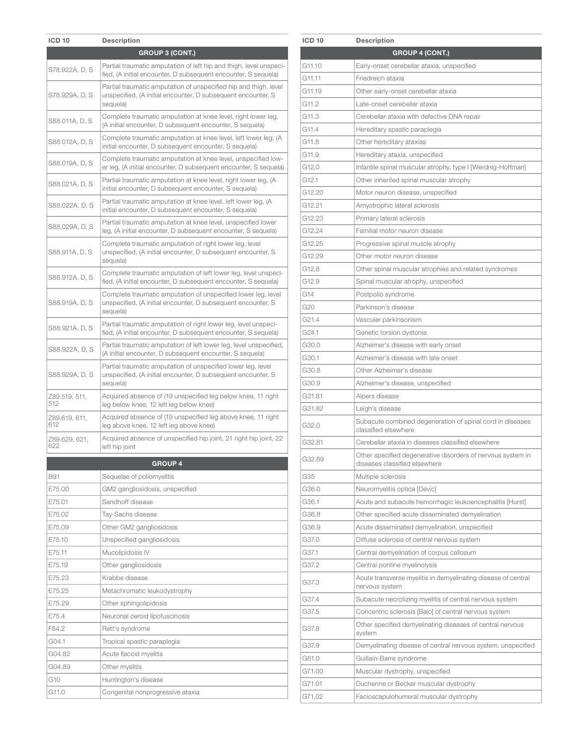| ICD 10 | Description |
|---|---|
| **GROUP 3 (CONT.)** | |
| S78.922A, D, S | Partial traumatic amputation of left hip and thigh, level unspecified, (A initial encounter, D subsequent encounter, S sequela) |
| S78.929A, D, S | Partial traumatic amputation of unspecified hip and thigh, level unspecified, (A initial encounter, D subsequent encounter, S sequela) |
| S88.011A, D, S | Complete traumatic amputation at knee level, right lower leg, (A initial encounter, D subsequent encounter, S sequela) |
| S88.012A, D, S | Complete traumatic amputation at knee level, left lower leg, (A initial encounter, D subsequent encounter, S sequela) |
| S88.019A, D, S | Complete traumatic amputation at knee level, unspecified lower leg, (A initial encounter, D subsequent encounter, S sequela) |
| S88.021A, D, S | Partial traumatic amputation at knee level, right lower leg, (A initial encounter, D subsequent encounter, S sequela) |
| S88.022A, D, S | Partial traumatic amputation at knee level, left lower leg, (A initial encounter, D subsequent encounter, S sequela) |
| S88.029A, D, S | Partial traumatic amputation at knee level, unspecified lower leg, (A initial encounter, D subsequent encounter, S sequela) |
| S88.911A, D, S | Complete traumatic amputation of right lower leg, level unspecified, (A initial encounter, D subsequent encounter, S sequela) |
| S88.912A, D, S | Complete traumatic amputation of left lower leg, level unspecified, (A initial encounter, D subsequent encounter, S sequela) |
| S88.919A, D, S | Complete traumatic amputation of unspecified lower leg, level unspecified, (A initial encounter, D subsequent encounter, S sequela) |
| S88.921A, D, S | Partial traumatic amputation of right lower leg, level unspecified, (A initial encounter, D subsequent encounter, S sequela) |
| S88.922A, D, S | Partial traumatic amputation of left lower leg, level unspecified, (A initial encounter, D subsequent encounter, S sequela) |
| S88.929A, D, S | Partial traumatic amputation of unspecified lower leg, level unspecified, (A initial encounter, D subsequent encounter, S sequela) |
| Z89.519, 511, 512 | Acquired absence of (19 unspecified leg below knee, 11 right leg below knee, 12 left leg below knee) |
| Z89.619, 611, 612 | Acquired absence of (19 unspecified leg above knee, 11 right leg above knee, 12 left leg above knee) |
| Z89.629, 621, 622 | Acquired absence of unspecified hip joint, 21 right hip joint, 22 left hip joint |
| **GROUP 4** | |
| B91 | Sequelae of poliomyelitis |
| E75.00 | GM2 gangliosidosis, unspecified |
| E75.01 | Sandhoff disease |
| E75.02 | Tay-Sachs disease |
| E75.09 | Other GM2 gangliosidosis |
| E75.10 | Unspecified gangliosidosis |
| E75.11 | Mucolipidosis IV |
| E75.19 | Other gangliosidosis |
| E75.23 | Krabbe disease |
| E75.25 | Metachromatic leukodystrophy |
| E75.29 | Other sphingolipidosis |
| E75.4 | Neuronal ceroid lipofuscinosis |
| F84.2 | Rett's syndrome |
| G04.1 | Tropical spastic paraplegia |
| G04.82 | Acute flaccid myelitis |
| G04.89 | Other myelitis |
| G10 | Huntington's disease |
| G11.0 | Congenital nonprogressive ataxia |

| ICD 10 | Description |
|---|---|
| **GROUP 4 (CONT.)** | |
| G11.10 | Early-onset cerebellar ataxia, unspecified |
| G11.11 | Friedreich ataxia |
| G11.19 | Other early-onset cerebellar ataxia |
| G11.2 | Late-onset cerebellar ataxia |
| G11.3 | Cerebellar ataxia with defective DNA repair |
| G11.4 | Hereditary spastic paraplegia |
| G11.8 | Other hereditary ataxias |
| G11.9 | Hereditary ataxia, unspecified |
| G12.0 | Infantile spinal muscular atrophy, type I [Werdnig-Hoffman] |
| G12.1 | Other inherited spinal muscular atrophy |
| G12.20 | Motor neuron disease, unspecified |
| G12.21 | Amyotrophic lateral sclerosis |
| G12.23 | Primary lateral sclerosis |
| G12.24 | Familial motor neuron disease |
| G12.25 | Progressive spinal muscle atrophy |
| G12.29 | Other motor neuron disease |
| G12.8 | Other spinal muscular atrophies and related syndromes |
| G12.9 | Spinal muscular atrophy, unspecified |
| G14 | Postpolio syndrome |
| G20 | Parkinson's disease |
| G21.4 | Vascular parkinsonism |
| G24.1 | Genetic torsion dystonia |
| G30.0 | Alzheimer's disease with early onset |
| G30.1 | Alzheimer's disease with late onset |
| G30.8 | Other Alzheimer's disease |
| G30.9 | Alzheimer's disease, unspecified |
| G31.81 | Alpers disease |
| G31.82 | Leigh's disease |
| G32.0 | Subacute combined degeneration of spinal cord in diseases classified elsewhere |
| G32.81 | Cerebellar ataxia in diseases classified elsewhere |
| G32.89 | Other specified degenerative disorders of nervous system in diseases classified elsewhere |
| G35 | Multiple sclerosis |
| G36.0 | Neuromyelitis optica [Devic] |
| G36.1 | Acute and subacute hemorrhagic leukoencephalitis [Hurst] |
| G36.8 | Other specified acute disseminated demyelination |
| G36.9 | Acute disseminated demyelination, unspecified |
| G37.0 | Diffuse sclerosis of central nervous system |
| G37.1 | Central demyelination of corpus callosum |
| G37.2 | Central pontine myelinolysis |
| G37.3 | Acute transverse myelitis in demyelinating disease of central nervous system |
| G37.4 | Subacute necrotizing myelitis of central nervous system |
| G37.5 | Concentric sclerosis [Balo] of central nervous system |
| G37.8 | Other specified demyelinating diseases of central nervous system |
| G37.9 | Demyelinating disease of central nervous system, unspecified |
| G61.0 | Guillain-Barre syndrome |
| G71.00 | Muscular dystrophy, unspecified |
| G71.01 | Duchenne or Becker muscular dystrophy |
| G71.02 | Facioscapulohumeral muscular dystrophy |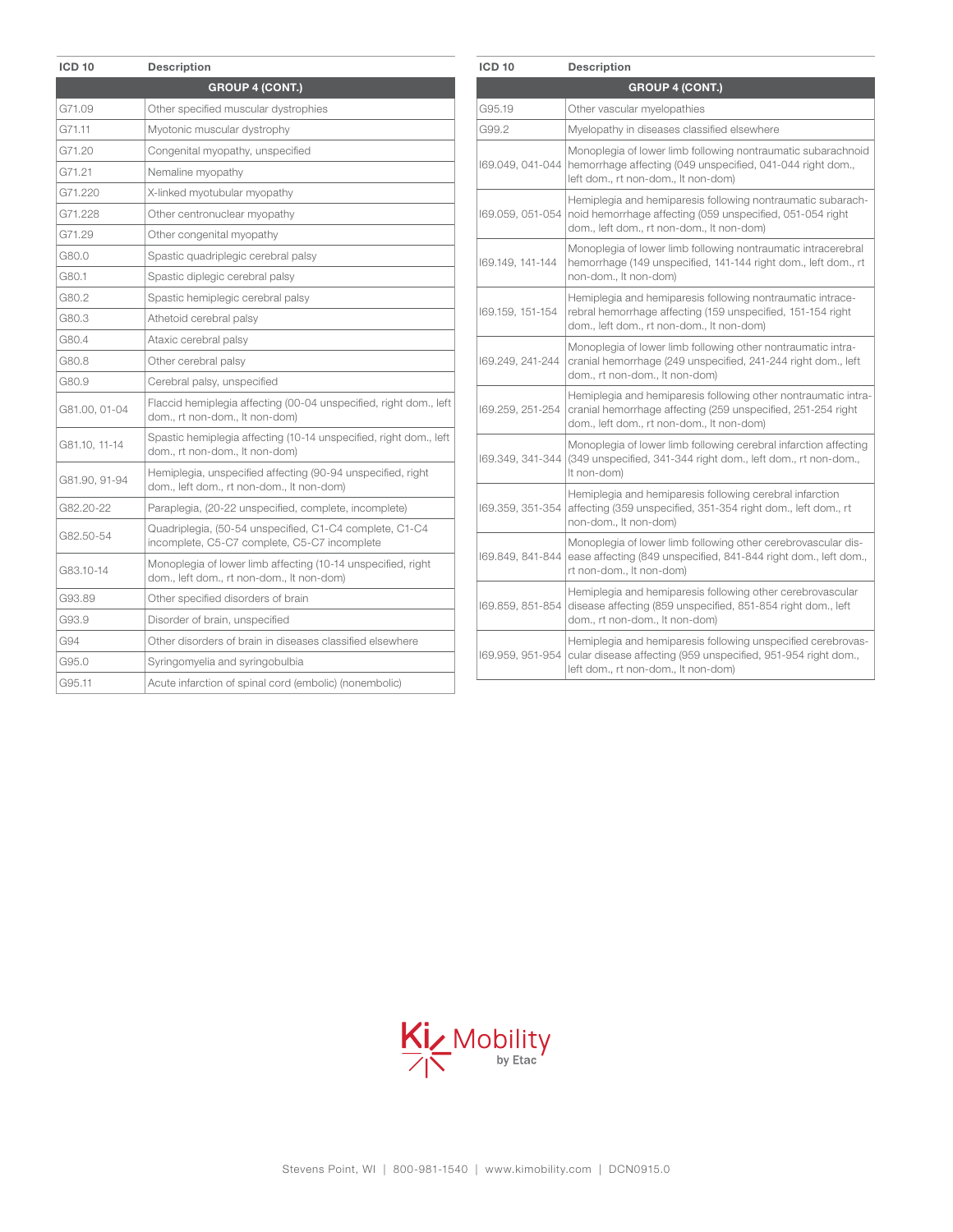| ICD 10 | Description |
|---|---|
| **GROUP 4 (CONT.)** | |
| G71.09 | Other specified muscular dystrophies |
| G71.11 | Myotonic muscular dystrophy |
| G71.20 | Congenital myopathy, unspecified |
| G71.21 | Nemaline myopathy |
| G71.220 | X-linked myotubular myopathy |
| G71.228 | Other centronuclear myopathy |
| G71.29 | Other congenital myopathy |
| G80.0 | Spastic quadriplegic cerebral palsy |
| G80.1 | Spastic diplegic cerebral palsy |
| G80.2 | Spastic hemiplegic cerebral palsy |
| G80.3 | Athetoid cerebral palsy |
| G80.4 | Ataxic cerebral palsy |
| G80.8 | Other cerebral palsy |
| G80.9 | Cerebral palsy, unspecified |
| G81.00, 01-04 | Flaccid hemiplegia affecting (00-04 unspecified, right dom., left dom., rt non-dom., lt non-dom) |
| G81.10, 11-14 | Spastic hemiplegia affecting (10-14 unspecified, right dom., left dom., rt non-dom., lt non-dom) |
| G81.90, 91-94 | Hemiplegia, unspecified affecting (90-94 unspecified, right dom., left dom., rt non-dom., lt non-dom) |
| G82.20-22 | Paraplegia, (20-22 unspecified, complete, incomplete) |
| G82.50-54 | Quadriplegia, (50-54 unspecified, C1-C4 complete, C1-C4 incomplete, C5-C7 complete, C5-C7 incomplete |
| G83.10-14 | Monoplegia of lower limb affecting (10-14 unspecified, right dom., left dom., rt non-dom., lt non-dom) |
| G93.89 | Other specified disorders of brain |
| G93.9 | Disorder of brain, unspecified |
| G94 | Other disorders of brain in diseases classified elsewhere |
| G95.0 | Syringomyelia and syringobulbia |
| G95.11 | Acute infarction of spinal cord (embolic) (nonembolic) |
| G95.19 | Other vascular myelopathies |
| G99.2 | Myelopathy in diseases classified elsewhere |
| I69.049, 041-044 | Monoplegia of lower limb following nontraumatic subarachnoid hemorrhage affecting (049 unspecified, 041-044 right dom., left dom., rt non-dom., lt non-dom) |
| I69.059, 051-054 | Hemiplegia and hemiparesis following nontraumatic subarachnoid hemorrhage affecting (059 unspecified, 051-054 right dom., left dom., rt non-dom., lt non-dom) |
| I69.149, 141-144 | Monoplegia of lower limb following nontraumatic intracerebral hemorrhage (149 unspecified, 141-144 right dom., left dom., rt non-dom., lt non-dom) |
| I69.159, 151-154 | Hemiplegia and hemiparesis following nontraumatic intracerebral hemorrhage affecting (159 unspecified, 151-154 right dom., left dom., rt non-dom., lt non-dom) |
| I69.249, 241-244 | Monoplegia of lower limb following other nontraumatic intracranial hemorrhage (249 unspecified, 241-244 right dom., left dom., rt non-dom., lt non-dom) |
| I69.259, 251-254 | Hemiplegia and hemiparesis following other nontraumatic intracranial hemorrhage affecting (259 unspecified, 251-254 right dom., left dom., rt non-dom., lt non-dom) |
| I69.349, 341-344 | Monoplegia of lower limb following cerebral infarction affecting (349 unspecified, 341-344 right dom., left dom., rt non-dom., lt non-dom) |
| I69.359, 351-354 | Hemiplegia and hemiparesis following cerebral infarction affecting (359 unspecified, 351-354 right dom., left dom., rt non-dom., lt non-dom) |
| I69.849, 841-844 | Monoplegia of lower limb following other cerebrovascular disease affecting (849 unspecified, 841-844 right dom., left dom., rt non-dom., lt non-dom) |
| I69.859, 851-854 | Hemiplegia and hemiparesis following other cerebrovascular disease affecting (859 unspecified, 851-854 right dom., left dom., rt non-dom., lt non-dom) |
| I69.959, 951-954 | Hemiplegia and hemiparesis following unspecified cerebrovascular disease affecting (959 unspecified, 951-954 right dom., left dom., rt non-dom., lt non-dom) |

Ki Mobility by Etac

Stevens Point, WI | 800-981-1540 | www.kimobility.com | DCN0915.0